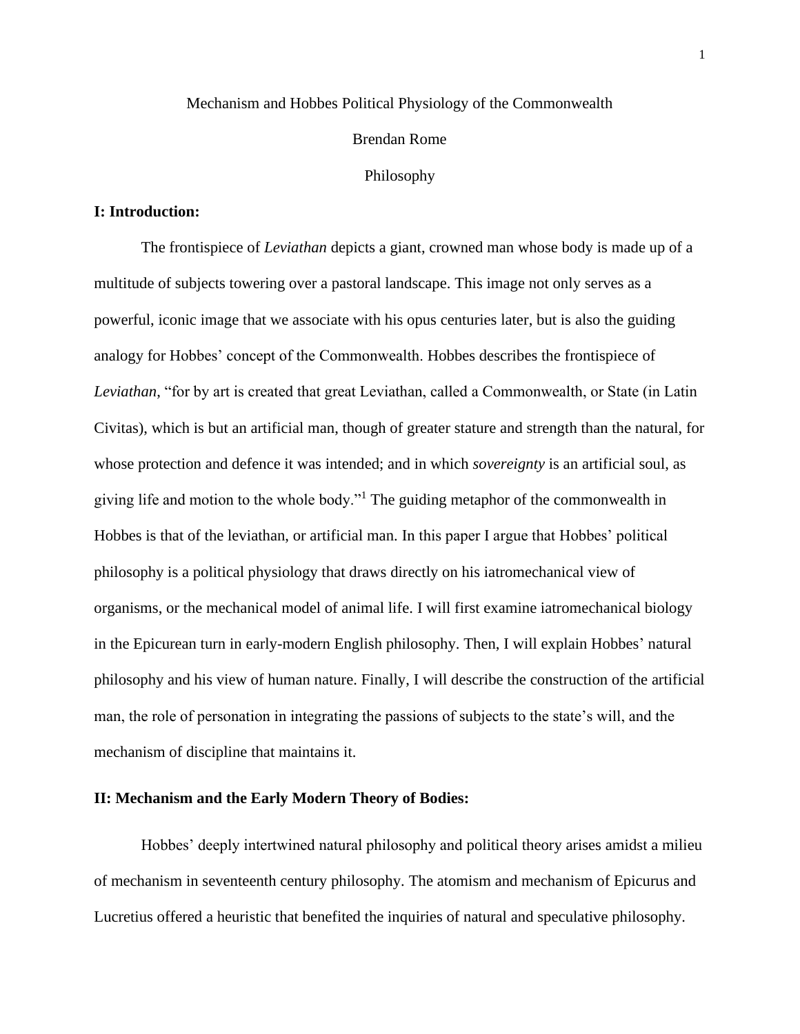Mechanism and Hobbes Political Physiology of the Commonwealth

Brendan Rome

Philosophy

## I: Introduction:

The frontispiece of *Leviathan* depicts a giant, crowned man whose body is made up of a multitude of subjects towering over a pastoral landscape. This image not only serves as a powerful, iconic image that we associate with his opus centuries later, but is also the guiding analogy for Hobbes' concept of the Commonwealth. Hobbes describes the frontispiece of *Leviathan*, "for by art is created that great Leviathan, called a Commonwealth, or State (in Latin Civitas), which is but an artificial man, though of greater stature and strength than the natural, for whose protection and defence it was intended; and in which *sovereignty* is an artificial soul, as giving life and motion to the whole body."[1] The guiding metaphor of the commonwealth in Hobbes is that of the leviathan, or artificial man. In this paper I argue that Hobbes' political philosophy is a political physiology that draws directly on his iatromechanical view of organisms, or the mechanical model of animal life. I will first examine iatromechanical biology in the Epicurean turn in early-modern English philosophy. Then, I will explain Hobbes' natural philosophy and his view of human nature. Finally, I will describe the construction of the artificial man, the role of personation in integrating the passions of subjects to the state's will, and the mechanism of discipline that maintains it.

## II: Mechanism and the Early Modern Theory of Bodies:

Hobbes' deeply intertwined natural philosophy and political theory arises amidst a milieu of mechanism in seventeenth century philosophy. The atomism and mechanism of Epicurus and Lucretius offered a heuristic that benefited the inquiries of natural and speculative philosophy.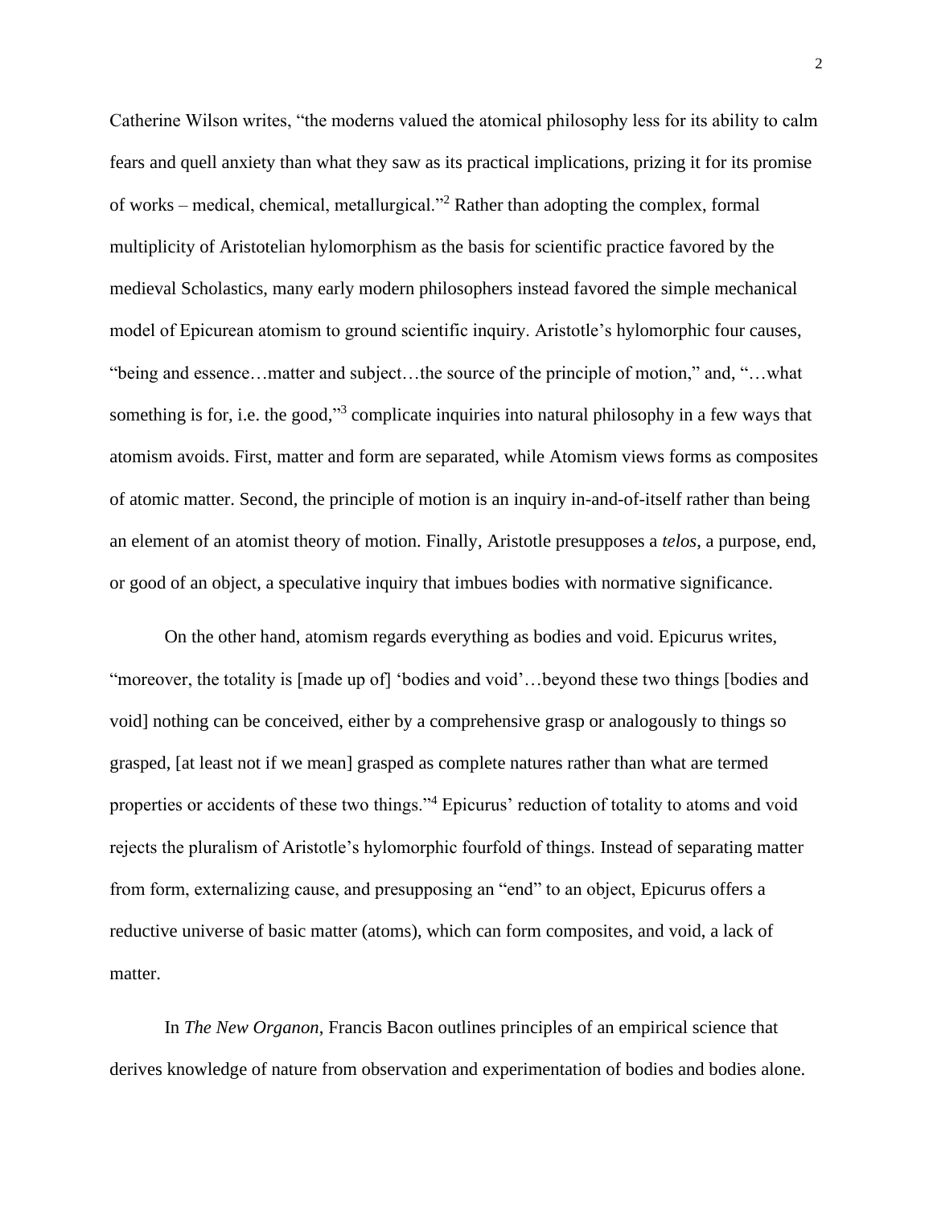Catherine Wilson writes, "the moderns valued the atomical philosophy less for its ability to calm fears and quell anxiety than what they saw as its practical implications, prizing it for its promise of works – medical, chemical, metallurgical."[2] Rather than adopting the complex, formal multiplicity of Aristotelian hylomorphism as the basis for scientific practice favored by the medieval Scholastics, many early modern philosophers instead favored the simple mechanical model of Epicurean atomism to ground scientific inquiry. Aristotle's hylomorphic four causes, "being and essence…matter and subject…the source of the principle of motion," and, "…what something is for, i.e. the good,"[3] complicate inquiries into natural philosophy in a few ways that atomism avoids. First, matter and form are separated, while Atomism views forms as composites of atomic matter. Second, the principle of motion is an inquiry in-and-of-itself rather than being an element of an atomist theory of motion. Finally, Aristotle presupposes a *telos*, a purpose, end, or good of an object, a speculative inquiry that imbues bodies with normative significance.

On the other hand, atomism regards everything as bodies and void. Epicurus writes, "moreover, the totality is [made up of] 'bodies and void'…beyond these two things [bodies and void] nothing can be conceived, either by a comprehensive grasp or analogously to things so grasped, [at least not if we mean] grasped as complete natures rather than what are termed properties or accidents of these two things."[4] Epicurus' reduction of totality to atoms and void rejects the pluralism of Aristotle's hylomorphic fourfold of things. Instead of separating matter from form, externalizing cause, and presupposing an "end" to an object, Epicurus offers a reductive universe of basic matter (atoms), which can form composites, and void, a lack of matter.

In *The New Organon*, Francis Bacon outlines principles of an empirical science that derives knowledge of nature from observation and experimentation of bodies and bodies alone.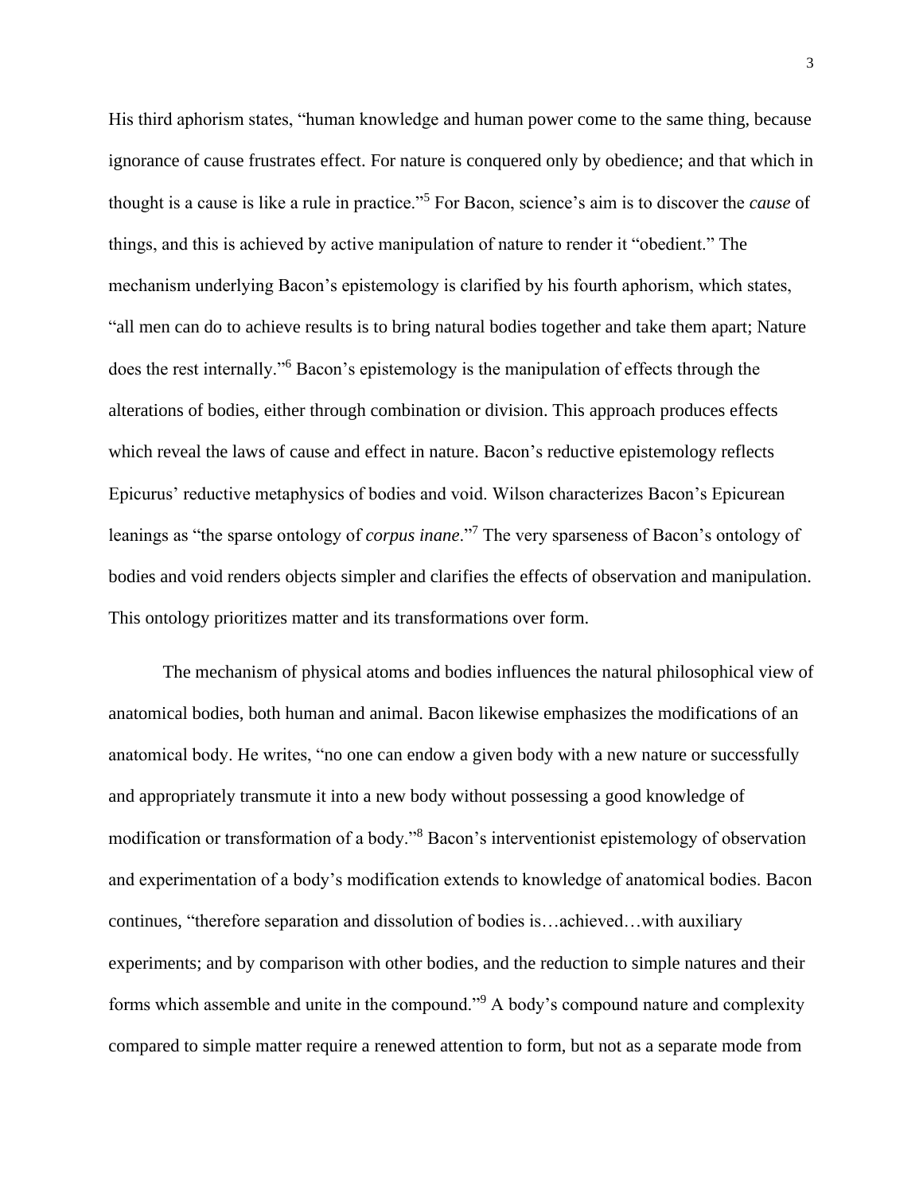His third aphorism states, "human knowledge and human power come to the same thing, because ignorance of cause frustrates effect. For nature is conquered only by obedience; and that which in thought is a cause is like a rule in practice."[5] For Bacon, science's aim is to discover the *cause* of things, and this is achieved by active manipulation of nature to render it "obedient." The mechanism underlying Bacon's epistemology is clarified by his fourth aphorism, which states, "all men can do to achieve results is to bring natural bodies together and take them apart; Nature does the rest internally."[6] Bacon's epistemology is the manipulation of effects through the alterations of bodies, either through combination or division. This approach produces effects which reveal the laws of cause and effect in nature. Bacon's reductive epistemology reflects Epicurus' reductive metaphysics of bodies and void. Wilson characterizes Bacon's Epicurean leanings as "the sparse ontology of *corpus inane*."[7] The very sparseness of Bacon's ontology of bodies and void renders objects simpler and clarifies the effects of observation and manipulation. This ontology prioritizes matter and its transformations over form.

The mechanism of physical atoms and bodies influences the natural philosophical view of anatomical bodies, both human and animal. Bacon likewise emphasizes the modifications of an anatomical body. He writes, "no one can endow a given body with a new nature or successfully and appropriately transmute it into a new body without possessing a good knowledge of modification or transformation of a body."[8] Bacon's interventionist epistemology of observation and experimentation of a body's modification extends to knowledge of anatomical bodies. Bacon continues, "therefore separation and dissolution of bodies is…achieved…with auxiliary experiments; and by comparison with other bodies, and the reduction to simple natures and their forms which assemble and unite in the compound."[9] A body's compound nature and complexity compared to simple matter require a renewed attention to form, but not as a separate mode from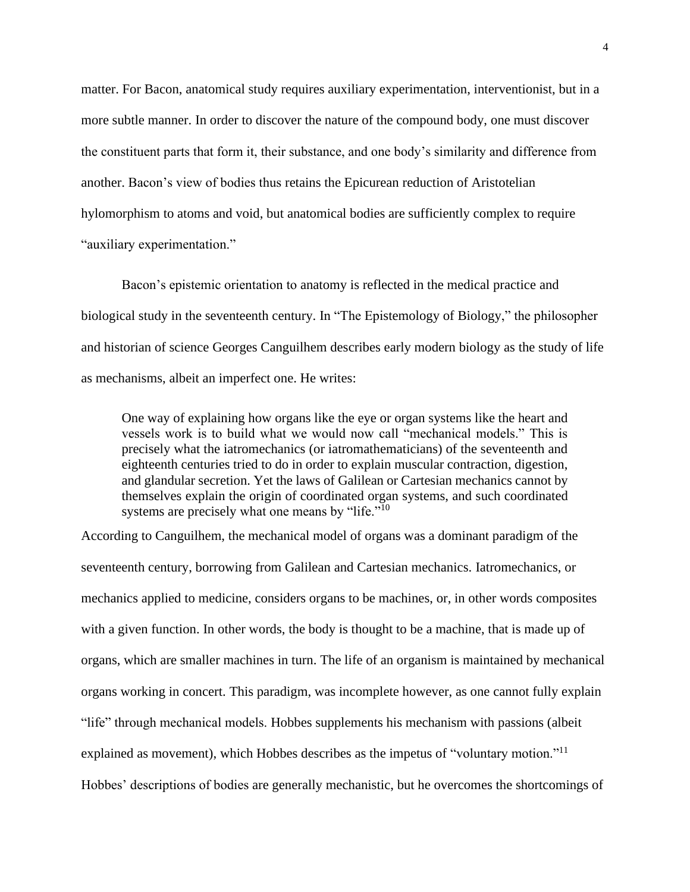matter. For Bacon, anatomical study requires auxiliary experimentation, interventionist, but in a more subtle manner. In order to discover the nature of the compound body, one must discover the constituent parts that form it, their substance, and one body's similarity and difference from another. Bacon's view of bodies thus retains the Epicurean reduction of Aristotelian hylomorphism to atoms and void, but anatomical bodies are sufficiently complex to require "auxiliary experimentation."

Bacon's epistemic orientation to anatomy is reflected in the medical practice and biological study in the seventeenth century. In "The Epistemology of Biology," the philosopher and historian of science Georges Canguilhem describes early modern biology as the study of life as mechanisms, albeit an imperfect one. He writes:

> One way of explaining how organs like the eye or organ systems like the heart and vessels work is to build what we would now call "mechanical models." This is precisely what the iatromechanics (or iatromathematicians) of the seventeenth and eighteenth centuries tried to do in order to explain muscular contraction, digestion, and glandular secretion. Yet the laws of Galilean or Cartesian mechanics cannot by themselves explain the origin of coordinated organ systems, and such coordinated systems are precisely what one means by "life."[10]

According to Canguilhem, the mechanical model of organs was a dominant paradigm of the seventeenth century, borrowing from Galilean and Cartesian mechanics. Iatromechanics, or mechanics applied to medicine, considers organs to be machines, or, in other words composites with a given function. In other words, the body is thought to be a machine, that is made up of organs, which are smaller machines in turn. The life of an organism is maintained by mechanical organs working in concert. This paradigm, was incomplete however, as one cannot fully explain "life" through mechanical models. Hobbes supplements his mechanism with passions (albeit explained as movement), which Hobbes describes as the impetus of "voluntary motion."[11] Hobbes' descriptions of bodies are generally mechanistic, but he overcomes the shortcomings of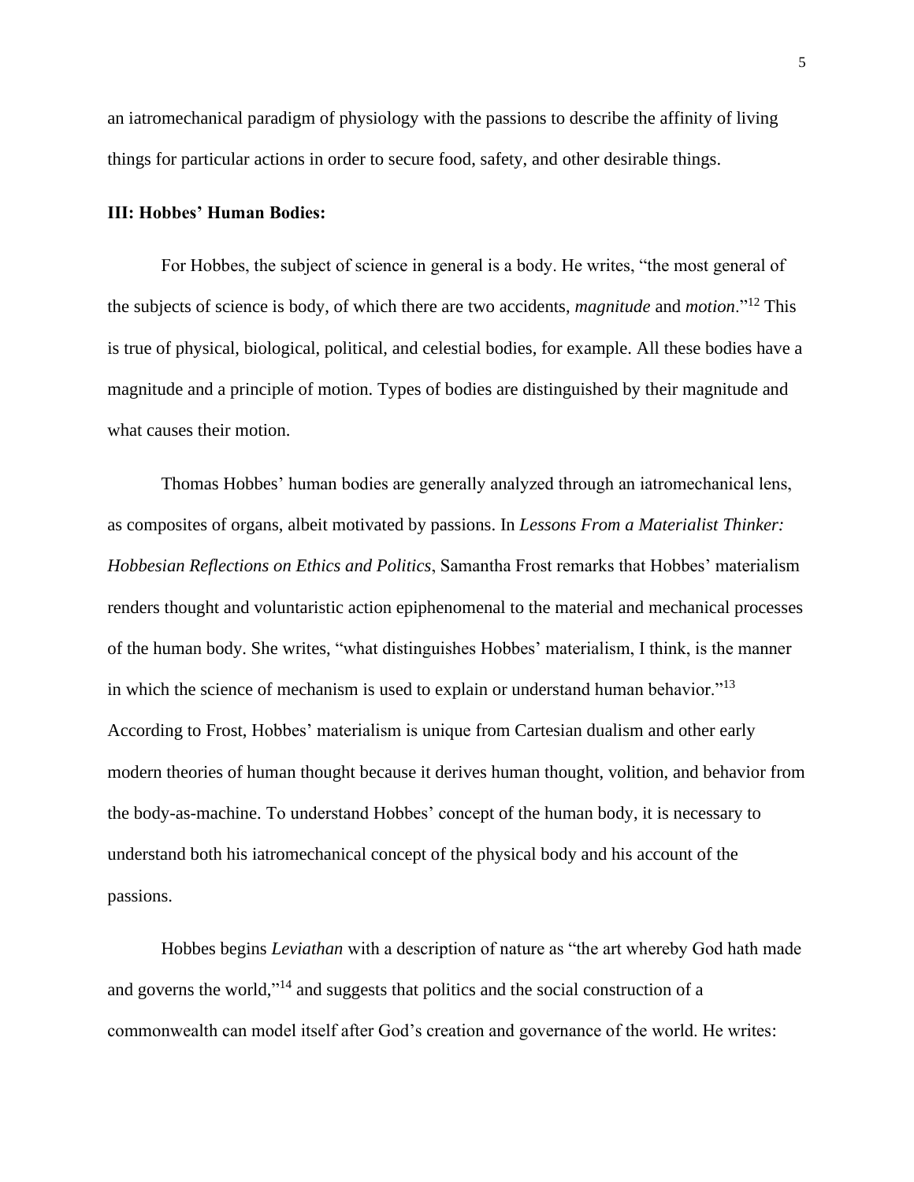an iatromechanical paradigm of physiology with the passions to describe the affinity of living things for particular actions in order to secure food, safety, and other desirable things.

### III: Hobbes' Human Bodies:

For Hobbes, the subject of science in general is a body. He writes, "the most general of the subjects of science is body, of which there are two accidents, *magnitude* and *motion*."[12] This is true of physical, biological, political, and celestial bodies, for example. All these bodies have a magnitude and a principle of motion. Types of bodies are distinguished by their magnitude and what causes their motion.

Thomas Hobbes' human bodies are generally analyzed through an iatromechanical lens, as composites of organs, albeit motivated by passions. In *Lessons From a Materialist Thinker: Hobbesian Reflections on Ethics and Politics*, Samantha Frost remarks that Hobbes' materialism renders thought and voluntaristic action epiphenomenal to the material and mechanical processes of the human body. She writes, "what distinguishes Hobbes' materialism, I think, is the manner in which the science of mechanism is used to explain or understand human behavior."[13] According to Frost, Hobbes' materialism is unique from Cartesian dualism and other early modern theories of human thought because it derives human thought, volition, and behavior from the body-as-machine. To understand Hobbes' concept of the human body, it is necessary to understand both his iatromechanical concept of the physical body and his account of the passions.

Hobbes begins *Leviathan* with a description of nature as "the art whereby God hath made and governs the world,"[14] and suggests that politics and the social construction of a commonwealth can model itself after God's creation and governance of the world. He writes: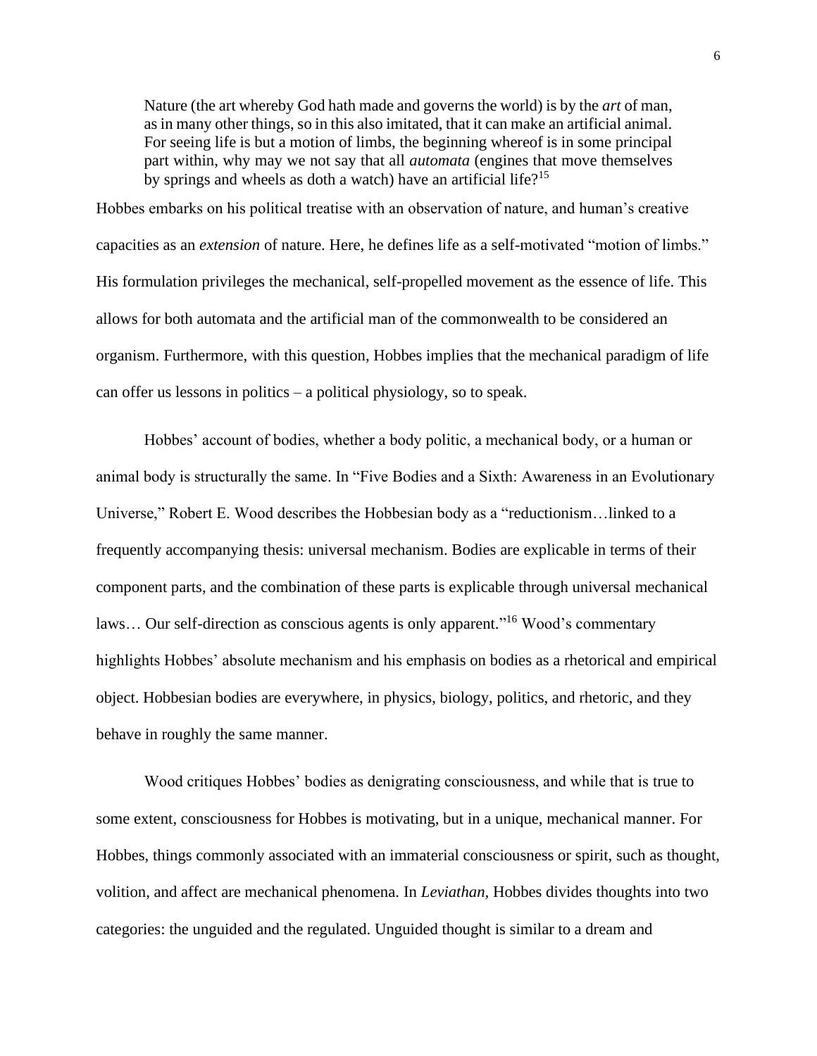> Nature (the art whereby God hath made and governs the world) is by the *art* of man, as in many other things, so in this also imitated, that it can make an artificial animal. For seeing life is but a motion of limbs, the beginning whereof is in some principal part within, why may we not say that all *automata* (engines that move themselves by springs and wheels as doth a watch) have an artificial life?[15]

Hobbes embarks on his political treatise with an observation of nature, and human's creative capacities as an *extension* of nature. Here, he defines life as a self-motivated "motion of limbs." His formulation privileges the mechanical, self-propelled movement as the essence of life. This allows for both automata and the artificial man of the commonwealth to be considered an organism. Furthermore, with this question, Hobbes implies that the mechanical paradigm of life can offer us lessons in politics – a political physiology, so to speak.

Hobbes' account of bodies, whether a body politic, a mechanical body, or a human or animal body is structurally the same. In "Five Bodies and a Sixth: Awareness in an Evolutionary Universe," Robert E. Wood describes the Hobbesian body as a "reductionism…linked to a frequently accompanying thesis: universal mechanism. Bodies are explicable in terms of their component parts, and the combination of these parts is explicable through universal mechanical laws… Our self-direction as conscious agents is only apparent."[16] Wood's commentary highlights Hobbes' absolute mechanism and his emphasis on bodies as a rhetorical and empirical object. Hobbesian bodies are everywhere, in physics, biology, politics, and rhetoric, and they behave in roughly the same manner.

Wood critiques Hobbes' bodies as denigrating consciousness, and while that is true to some extent, consciousness for Hobbes is motivating, but in a unique, mechanical manner. For Hobbes, things commonly associated with an immaterial consciousness or spirit, such as thought, volition, and affect are mechanical phenomena. In *Leviathan,* Hobbes divides thoughts into two categories: the unguided and the regulated. Unguided thought is similar to a dream and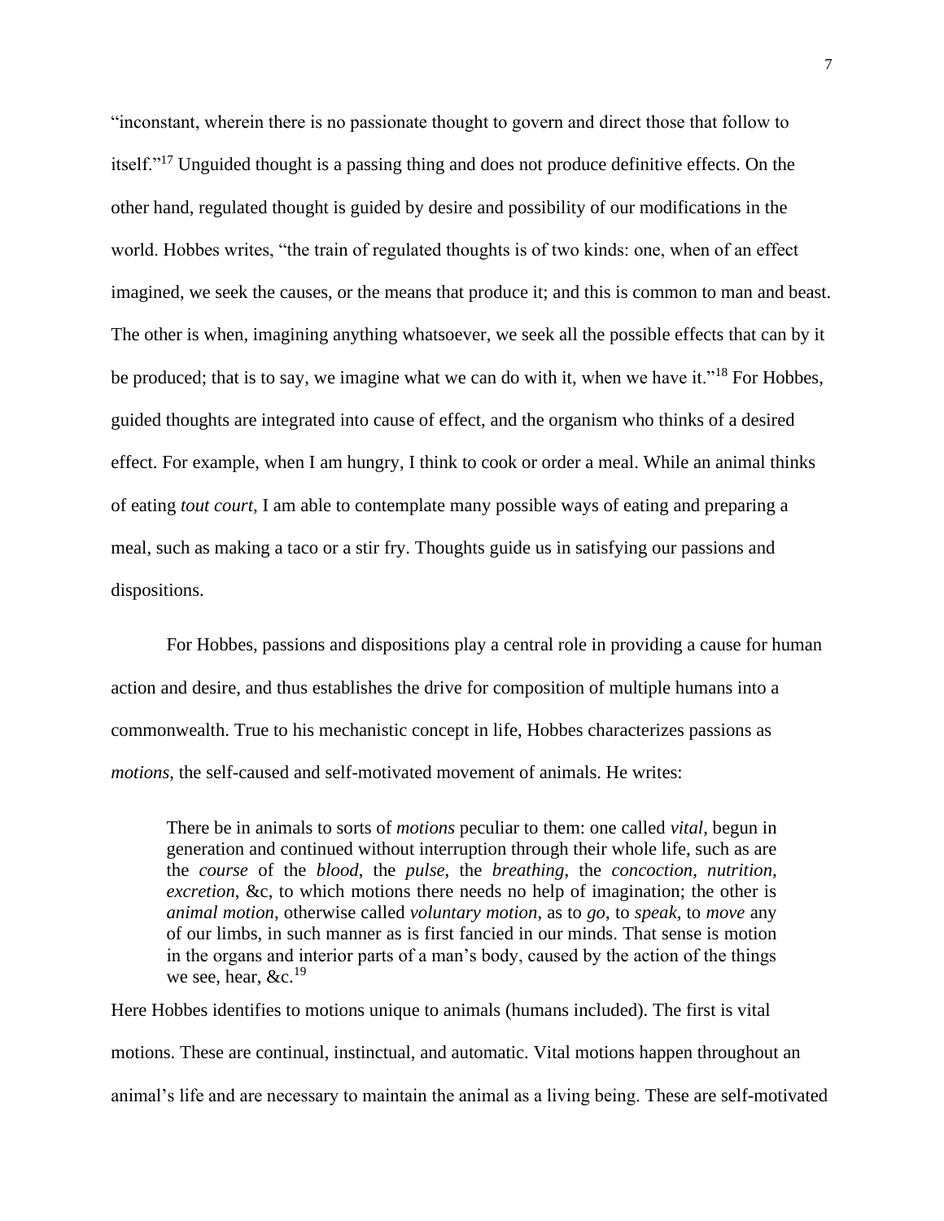"inconstant, wherein there is no passionate thought to govern and direct those that follow to itself."[17] Unguided thought is a passing thing and does not produce definitive effects. On the other hand, regulated thought is guided by desire and possibility of our modifications in the world. Hobbes writes, "the train of regulated thoughts is of two kinds: one, when of an effect imagined, we seek the causes, or the means that produce it; and this is common to man and beast. The other is when, imagining anything whatsoever, we seek all the possible effects that can by it be produced; that is to say, we imagine what we can do with it, when we have it."[18] For Hobbes, guided thoughts are integrated into cause of effect, and the organism who thinks of a desired effect. For example, when I am hungry, I think to cook or order a meal. While an animal thinks of eating *tout court*, I am able to contemplate many possible ways of eating and preparing a meal, such as making a taco or a stir fry. Thoughts guide us in satisfying our passions and dispositions.

For Hobbes, passions and dispositions play a central role in providing a cause for human action and desire, and thus establishes the drive for composition of multiple humans into a commonwealth. True to his mechanistic concept in life, Hobbes characterizes passions as *motions*, the self-caused and self-motivated movement of animals. He writes:

> There be in animals to sorts of *motions* peculiar to them: one called *vital*, begun in generation and continued without interruption through their whole life, such as are the *course* of the *blood*, the *pulse*, the *breathing*, the *concoction, nutrition, excretion*, &c, to which motions there needs no help of imagination; the other is *animal motion*, otherwise called *voluntary motion*, as to *go*, to *speak*, to *move* any of our limbs, in such manner as is first fancied in our minds. That sense is motion in the organs and interior parts of a man's body, caused by the action of the things we see, hear, &c.[19]

Here Hobbes identifies to motions unique to animals (humans included). The first is vital motions. These are continual, instinctual, and automatic. Vital motions happen throughout an animal's life and are necessary to maintain the animal as a living being. These are self-motivated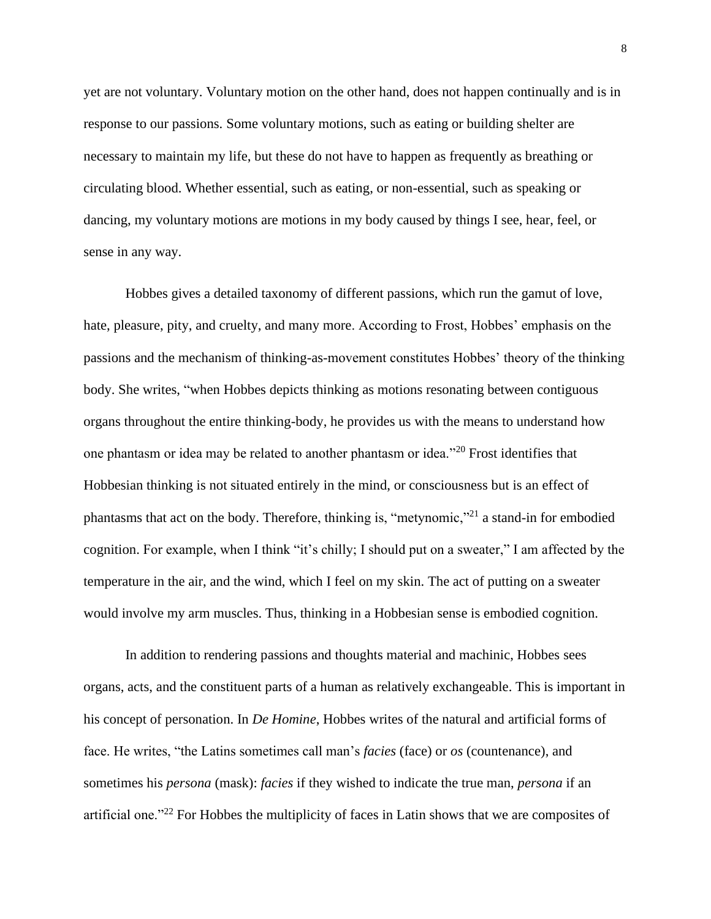yet are not voluntary. Voluntary motion on the other hand, does not happen continually and is in response to our passions. Some voluntary motions, such as eating or building shelter are necessary to maintain my life, but these do not have to happen as frequently as breathing or circulating blood. Whether essential, such as eating, or non-essential, such as speaking or dancing, my voluntary motions are motions in my body caused by things I see, hear, feel, or sense in any way.

Hobbes gives a detailed taxonomy of different passions, which run the gamut of love, hate, pleasure, pity, and cruelty, and many more. According to Frost, Hobbes' emphasis on the passions and the mechanism of thinking-as-movement constitutes Hobbes' theory of the thinking body. She writes, "when Hobbes depicts thinking as motions resonating between contiguous organs throughout the entire thinking-body, he provides us with the means to understand how one phantasm or idea may be related to another phantasm or idea."[20] Frost identifies that Hobbesian thinking is not situated entirely in the mind, or consciousness but is an effect of phantasms that act on the body. Therefore, thinking is, "metynomic,"[21] a stand-in for embodied cognition. For example, when I think "it's chilly; I should put on a sweater," I am affected by the temperature in the air, and the wind, which I feel on my skin. The act of putting on a sweater would involve my arm muscles. Thus, thinking in a Hobbesian sense is embodied cognition.

In addition to rendering passions and thoughts material and machinic, Hobbes sees organs, acts, and the constituent parts of a human as relatively exchangeable. This is important in his concept of personation. In *De Homine*, Hobbes writes of the natural and artificial forms of face. He writes, "the Latins sometimes call man's *facies* (face) or *os* (countenance), and sometimes his *persona* (mask): *facies* if they wished to indicate the true man, *persona* if an artificial one."[22] For Hobbes the multiplicity of faces in Latin shows that we are composites of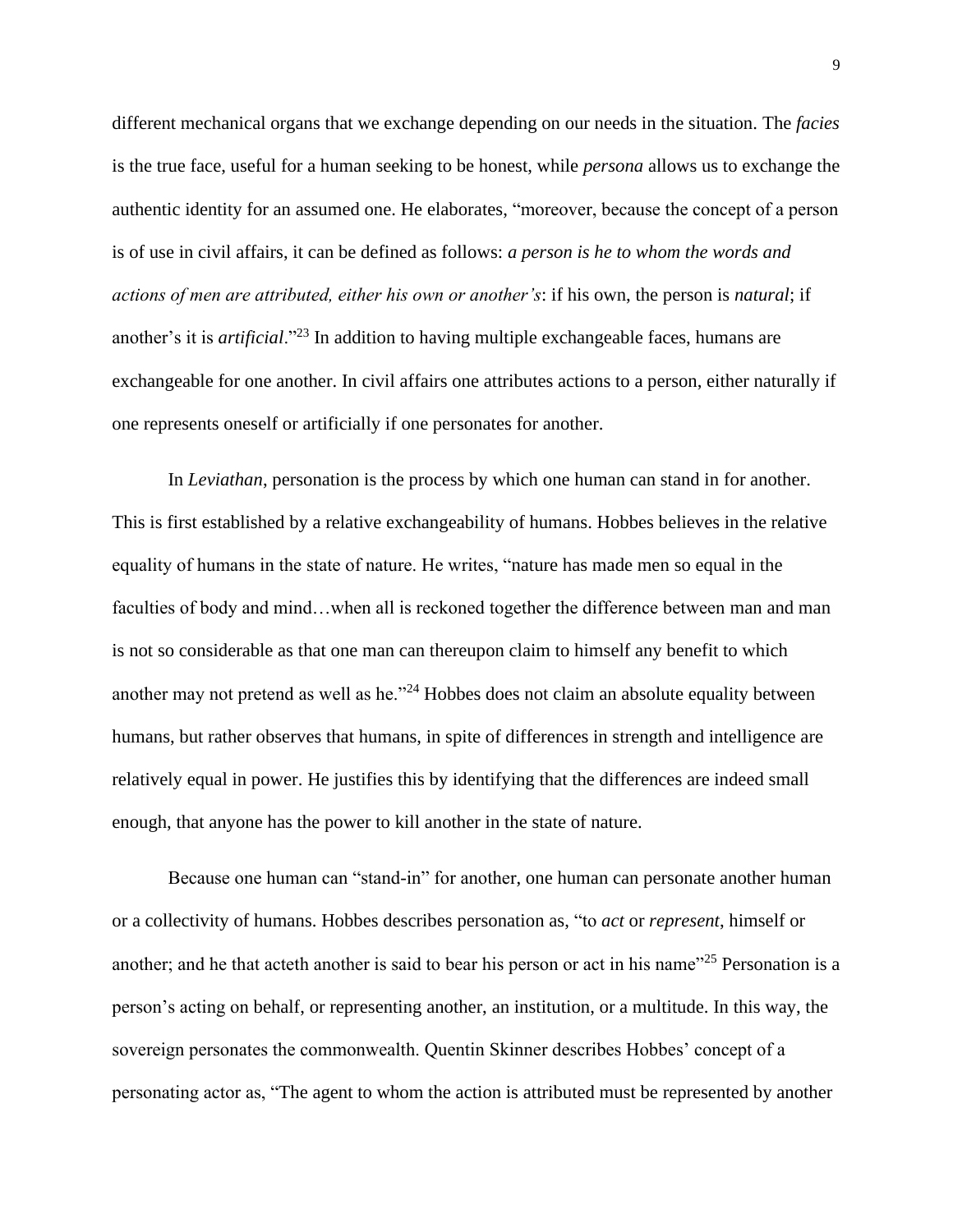different mechanical organs that we exchange depending on our needs in the situation. The *facies* is the true face, useful for a human seeking to be honest, while *persona* allows us to exchange the authentic identity for an assumed one. He elaborates, "moreover, because the concept of a person is of use in civil affairs, it can be defined as follows: *a person is he to whom the words and actions of men are attributed, either his own or another's*: if his own, the person is *natural*; if another's it is *artificial*."[23] In addition to having multiple exchangeable faces, humans are exchangeable for one another. In civil affairs one attributes actions to a person, either naturally if one represents oneself or artificially if one personates for another.

In *Leviathan*, personation is the process by which one human can stand in for another. This is first established by a relative exchangeability of humans. Hobbes believes in the relative equality of humans in the state of nature. He writes, "nature has made men so equal in the faculties of body and mind…when all is reckoned together the difference between man and man is not so considerable as that one man can thereupon claim to himself any benefit to which another may not pretend as well as he."[24] Hobbes does not claim an absolute equality between humans, but rather observes that humans, in spite of differences in strength and intelligence are relatively equal in power. He justifies this by identifying that the differences are indeed small enough, that anyone has the power to kill another in the state of nature.

Because one human can "stand-in" for another, one human can personate another human or a collectivity of humans. Hobbes describes personation as, "to *act* or *represent*, himself or another; and he that acteth another is said to bear his person or act in his name"[25] Personation is a person's acting on behalf, or representing another, an institution, or a multitude. In this way, the sovereign personates the commonwealth. Quentin Skinner describes Hobbes' concept of a personating actor as, "The agent to whom the action is attributed must be represented by another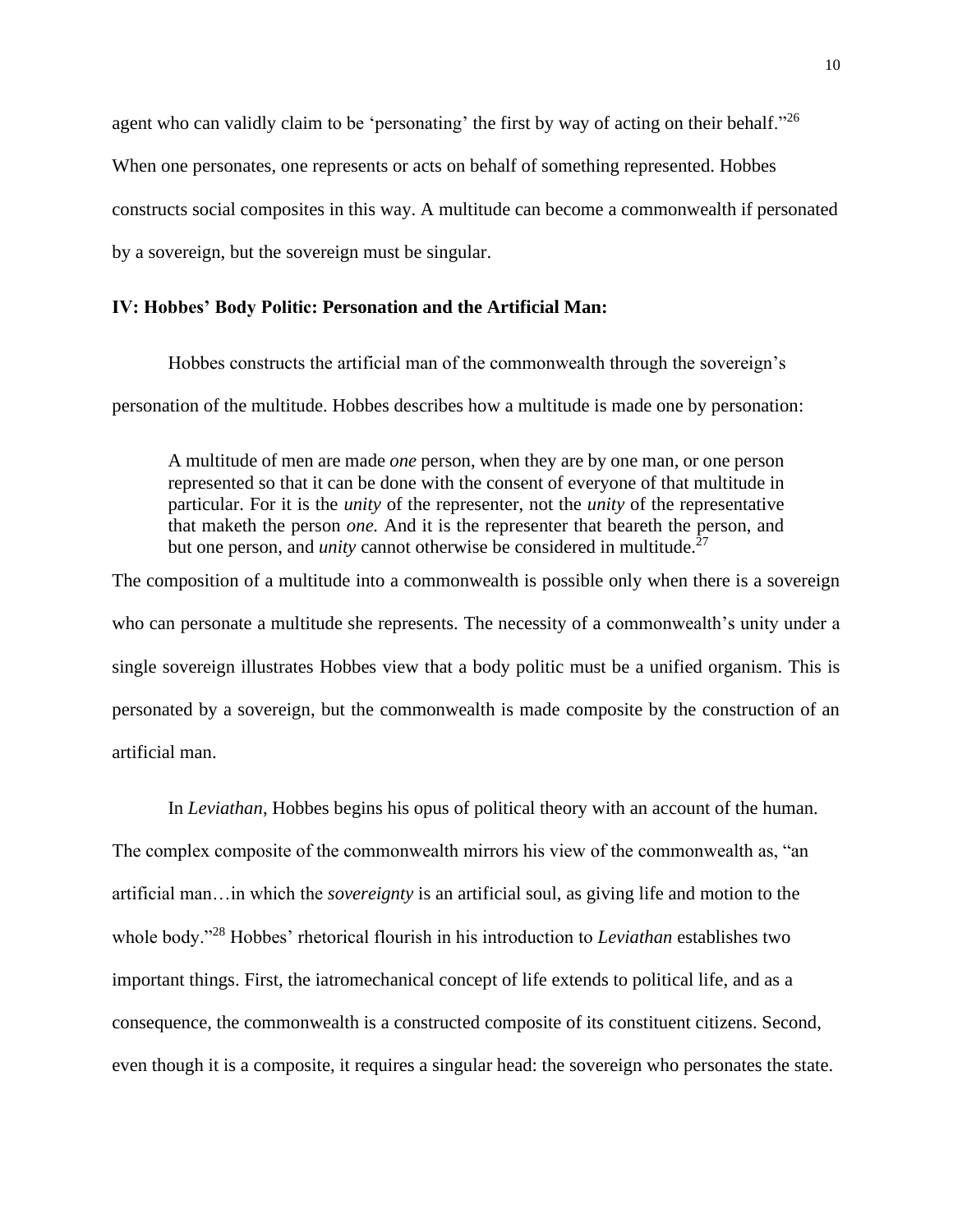agent who can validly claim to be 'personating' the first by way of acting on their behalf."[26] When one personates, one represents or acts on behalf of something represented. Hobbes constructs social composites in this way. A multitude can become a commonwealth if personated by a sovereign, but the sovereign must be singular.

### IV: Hobbes' Body Politic: Personation and the Artificial Man:

Hobbes constructs the artificial man of the commonwealth through the sovereign's personation of the multitude. Hobbes describes how a multitude is made one by personation:

> A multitude of men are made *one* person, when they are by one man, or one person represented so that it can be done with the consent of everyone of that multitude in particular. For it is the *unity* of the representer, not the *unity* of the representative that maketh the person *one.* And it is the representer that beareth the person, and but one person, and *unity* cannot otherwise be considered in multitude.[27]

The composition of a multitude into a commonwealth is possible only when there is a sovereign who can personate a multitude she represents. The necessity of a commonwealth's unity under a single sovereign illustrates Hobbes view that a body politic must be a unified organism. This is personated by a sovereign, but the commonwealth is made composite by the construction of an artificial man.

In *Leviathan*, Hobbes begins his opus of political theory with an account of the human. The complex composite of the commonwealth mirrors his view of the commonwealth as, "an artificial man…in which the *sovereignty* is an artificial soul, as giving life and motion to the whole body."[28] Hobbes' rhetorical flourish in his introduction to *Leviathan* establishes two important things. First, the iatromechanical concept of life extends to political life, and as a consequence, the commonwealth is a constructed composite of its constituent citizens. Second, even though it is a composite, it requires a singular head: the sovereign who personates the state.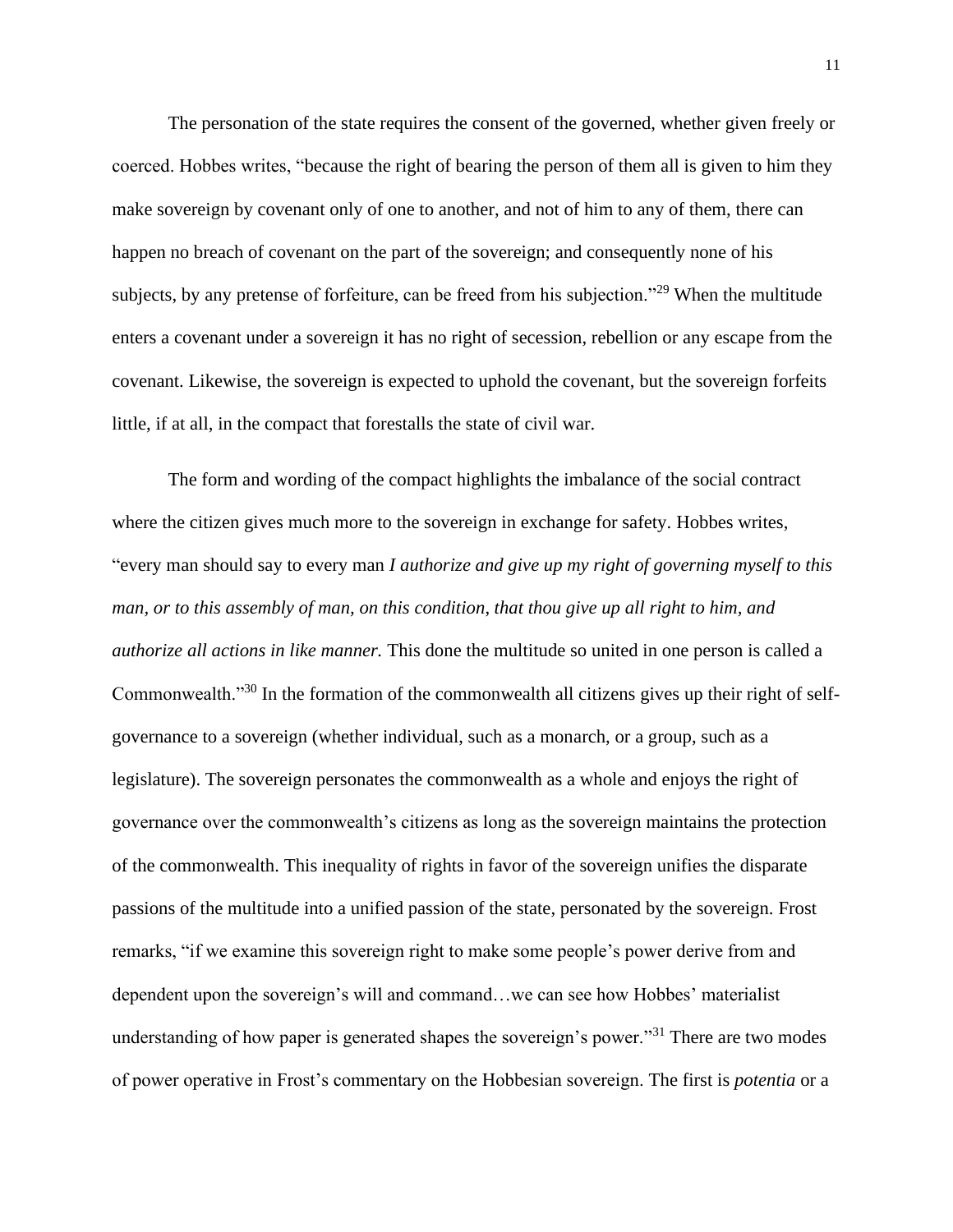The personation of the state requires the consent of the governed, whether given freely or coerced. Hobbes writes, "because the right of bearing the person of them all is given to him they make sovereign by covenant only of one to another, and not of him to any of them, there can happen no breach of covenant on the part of the sovereign; and consequently none of his subjects, by any pretense of forfeiture, can be freed from his subjection."[29] When the multitude enters a covenant under a sovereign it has no right of secession, rebellion or any escape from the covenant. Likewise, the sovereign is expected to uphold the covenant, but the sovereign forfeits little, if at all, in the compact that forestalls the state of civil war.

The form and wording of the compact highlights the imbalance of the social contract where the citizen gives much more to the sovereign in exchange for safety. Hobbes writes, "every man should say to every man *I authorize and give up my right of governing myself to this man, or to this assembly of man, on this condition, that thou give up all right to him, and authorize all actions in like manner.* This done the multitude so united in one person is called a Commonwealth."[30] In the formation of the commonwealth all citizens gives up their right of self-governance to a sovereign (whether individual, such as a monarch, or a group, such as a legislature). The sovereign personates the commonwealth as a whole and enjoys the right of governance over the commonwealth's citizens as long as the sovereign maintains the protection of the commonwealth. This inequality of rights in favor of the sovereign unifies the disparate passions of the multitude into a unified passion of the state, personated by the sovereign. Frost remarks, "if we examine this sovereign right to make some people's power derive from and dependent upon the sovereign's will and command…we can see how Hobbes' materialist understanding of how paper is generated shapes the sovereign's power."[31] There are two modes of power operative in Frost's commentary on the Hobbesian sovereign. The first is *potentia* or a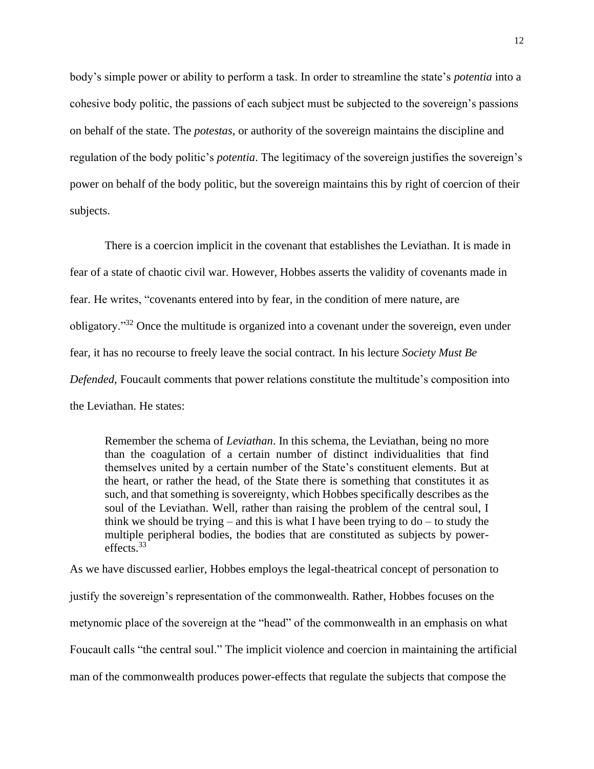body's simple power or ability to perform a task. In order to streamline the state's *potentia* into a cohesive body politic, the passions of each subject must be subjected to the sovereign's passions on behalf of the state. The *potestas*, or authority of the sovereign maintains the discipline and regulation of the body politic's *potentia*. The legitimacy of the sovereign justifies the sovereign's power on behalf of the body politic, but the sovereign maintains this by right of coercion of their subjects.

There is a coercion implicit in the covenant that establishes the Leviathan. It is made in fear of a state of chaotic civil war. However, Hobbes asserts the validity of covenants made in fear. He writes, "covenants entered into by fear, in the condition of mere nature, are obligatory."[32] Once the multitude is organized into a covenant under the sovereign, even under fear, it has no recourse to freely leave the social contract. In his lecture *Society Must Be Defended,* Foucault comments that power relations constitute the multitude's composition into the Leviathan. He states:

> Remember the schema of *Leviathan*. In this schema, the Leviathan, being no more than the coagulation of a certain number of distinct individualities that find themselves united by a certain number of the State's constituent elements. But at the heart, or rather the head, of the State there is something that constitutes it as such, and that something is sovereignty, which Hobbes specifically describes as the soul of the Leviathan. Well, rather than raising the problem of the central soul, I think we should be trying – and this is what I have been trying to do – to study the multiple peripheral bodies, the bodies that are constituted as subjects by power-effects.[33]

As we have discussed earlier, Hobbes employs the legal-theatrical concept of personation to justify the sovereign's representation of the commonwealth. Rather, Hobbes focuses on the metynomic place of the sovereign at the "head" of the commonwealth in an emphasis on what Foucault calls "the central soul." The implicit violence and coercion in maintaining the artificial man of the commonwealth produces power-effects that regulate the subjects that compose the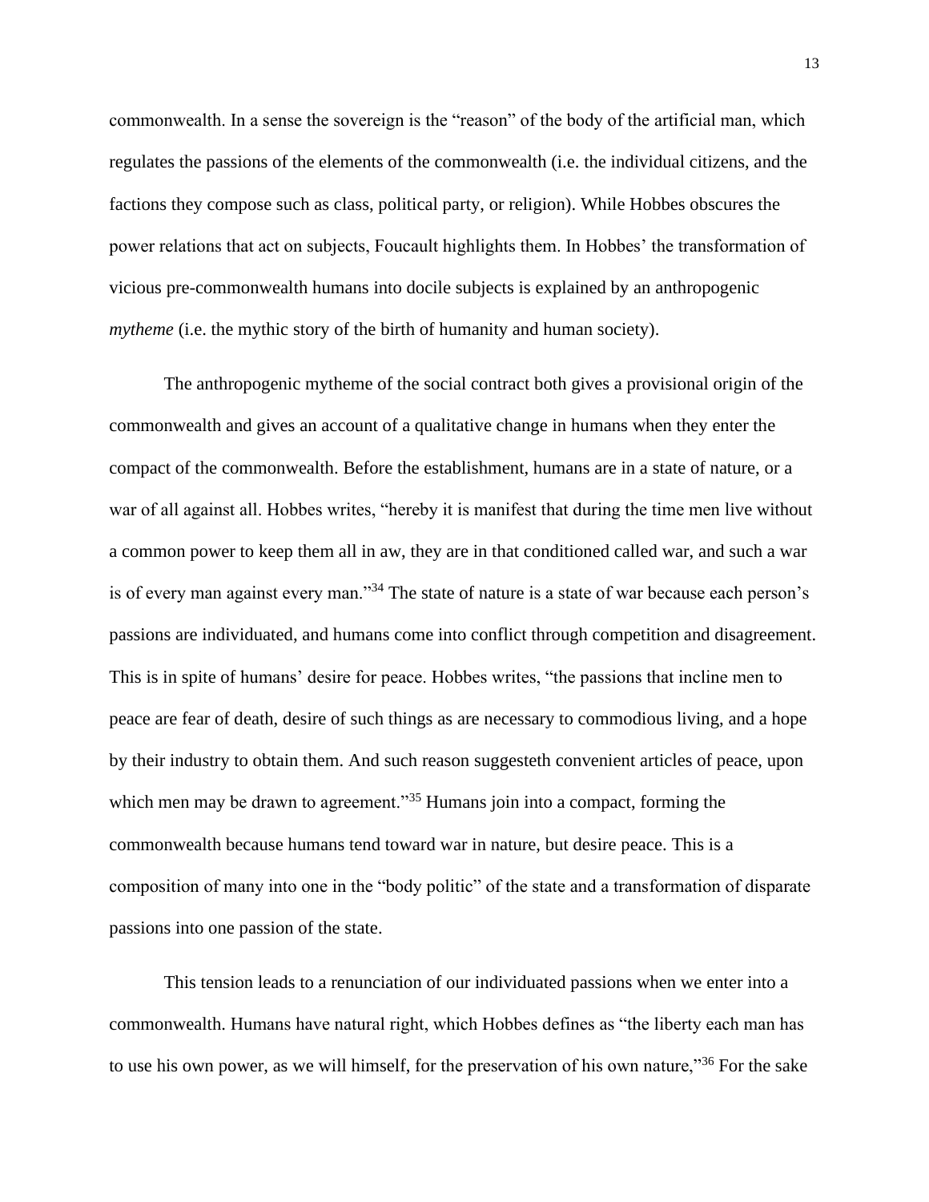commonwealth. In a sense the sovereign is the "reason" of the body of the artificial man, which regulates the passions of the elements of the commonwealth (i.e. the individual citizens, and the factions they compose such as class, political party, or religion). While Hobbes obscures the power relations that act on subjects, Foucault highlights them. In Hobbes' the transformation of vicious pre-commonwealth humans into docile subjects is explained by an anthropogenic *mytheme* (i.e. the mythic story of the birth of humanity and human society).

The anthropogenic mytheme of the social contract both gives a provisional origin of the commonwealth and gives an account of a qualitative change in humans when they enter the compact of the commonwealth. Before the establishment, humans are in a state of nature, or a war of all against all. Hobbes writes, "hereby it is manifest that during the time men live without a common power to keep them all in aw, they are in that conditioned called war, and such a war is of every man against every man."[34] The state of nature is a state of war because each person's passions are individuated, and humans come into conflict through competition and disagreement. This is in spite of humans' desire for peace. Hobbes writes, "the passions that incline men to peace are fear of death, desire of such things as are necessary to commodious living, and a hope by their industry to obtain them. And such reason suggesteth convenient articles of peace, upon which men may be drawn to agreement."[35] Humans join into a compact, forming the commonwealth because humans tend toward war in nature, but desire peace. This is a composition of many into one in the "body politic" of the state and a transformation of disparate passions into one passion of the state.

This tension leads to a renunciation of our individuated passions when we enter into a commonwealth. Humans have natural right, which Hobbes defines as "the liberty each man has to use his own power, as we will himself, for the preservation of his own nature,"[36] For the sake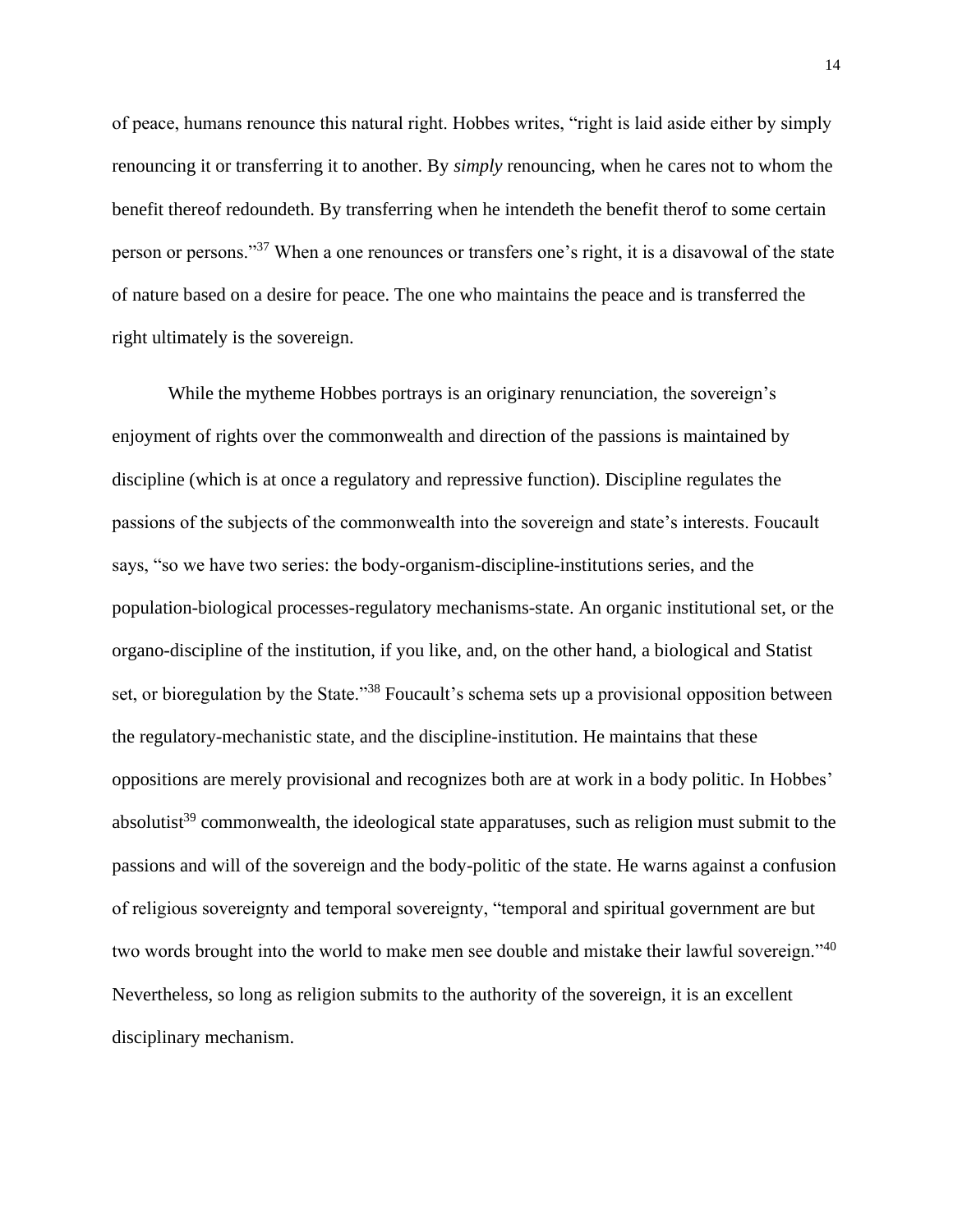of peace, humans renounce this natural right. Hobbes writes, "right is laid aside either by simply renouncing it or transferring it to another. By *simply* renouncing, when he cares not to whom the benefit thereof redoundeth. By transferring when he intendeth the benefit therof to some certain person or persons."[37] When a one renounces or transfers one's right, it is a disavowal of the state of nature based on a desire for peace. The one who maintains the peace and is transferred the right ultimately is the sovereign.

While the mytheme Hobbes portrays is an originary renunciation, the sovereign's enjoyment of rights over the commonwealth and direction of the passions is maintained by discipline (which is at once a regulatory and repressive function). Discipline regulates the passions of the subjects of the commonwealth into the sovereign and state's interests. Foucault says, "so we have two series: the body-organism-discipline-institutions series, and the population-biological processes-regulatory mechanisms-state. An organic institutional set, or the organo-discipline of the institution, if you like, and, on the other hand, a biological and Statist set, or bioregulation by the State."[38] Foucault's schema sets up a provisional opposition between the regulatory-mechanistic state, and the discipline-institution. He maintains that these oppositions are merely provisional and recognizes both are at work in a body politic. In Hobbes' absolutist[39] commonwealth, the ideological state apparatuses, such as religion must submit to the passions and will of the sovereign and the body-politic of the state. He warns against a confusion of religious sovereignty and temporal sovereignty, "temporal and spiritual government are but two words brought into the world to make men see double and mistake their lawful sovereign."[40] Nevertheless, so long as religion submits to the authority of the sovereign, it is an excellent disciplinary mechanism.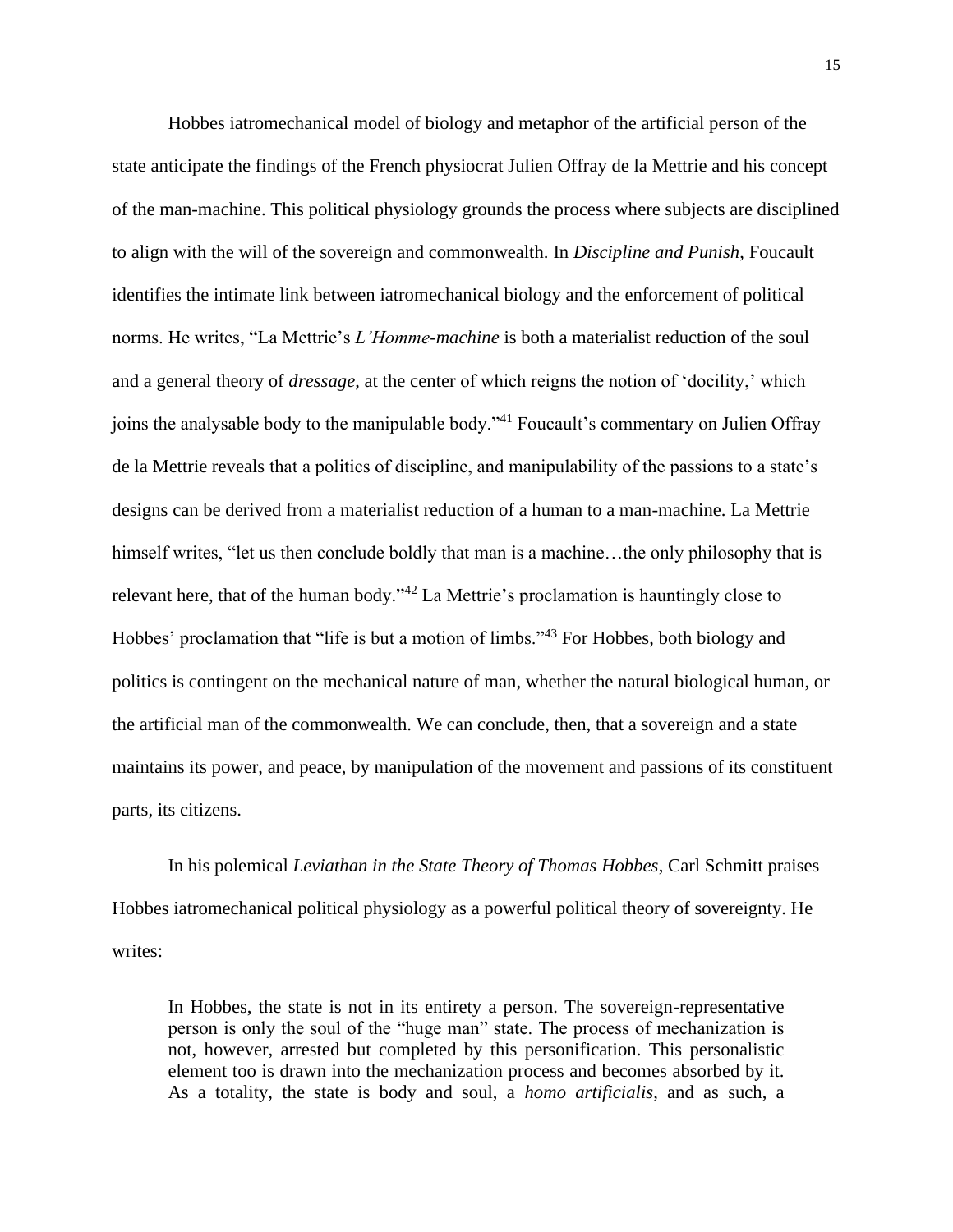Hobbes iatromechanical model of biology and metaphor of the artificial person of the state anticipate the findings of the French physiocrat Julien Offray de la Mettrie and his concept of the man-machine. This political physiology grounds the process where subjects are disciplined to align with the will of the sovereign and commonwealth. In *Discipline and Punish*, Foucault identifies the intimate link between iatromechanical biology and the enforcement of political norms. He writes, "La Mettrie's *L'Homme-machine* is both a materialist reduction of the soul and a general theory of *dressage*, at the center of which reigns the notion of 'docility,' which joins the analysable body to the manipulable body."[41] Foucault's commentary on Julien Offray de la Mettrie reveals that a politics of discipline, and manipulability of the passions to a state's designs can be derived from a materialist reduction of a human to a man-machine. La Mettrie himself writes, "let us then conclude boldly that man is a machine…the only philosophy that is relevant here, that of the human body."[42] La Mettrie's proclamation is hauntingly close to Hobbes' proclamation that "life is but a motion of limbs."[43] For Hobbes, both biology and politics is contingent on the mechanical nature of man, whether the natural biological human, or the artificial man of the commonwealth. We can conclude, then, that a sovereign and a state maintains its power, and peace, by manipulation of the movement and passions of its constituent parts, its citizens.

In his polemical *Leviathan in the State Theory of Thomas Hobbes*, Carl Schmitt praises Hobbes iatromechanical political physiology as a powerful political theory of sovereignty. He writes:

> In Hobbes, the state is not in its entirety a person. The sovereign-representative person is only the soul of the "huge man" state. The process of mechanization is not, however, arrested but completed by this personification. This personalistic element too is drawn into the mechanization process and becomes absorbed by it. As a totality, the state is body and soul, a *homo artificialis*, and as such, a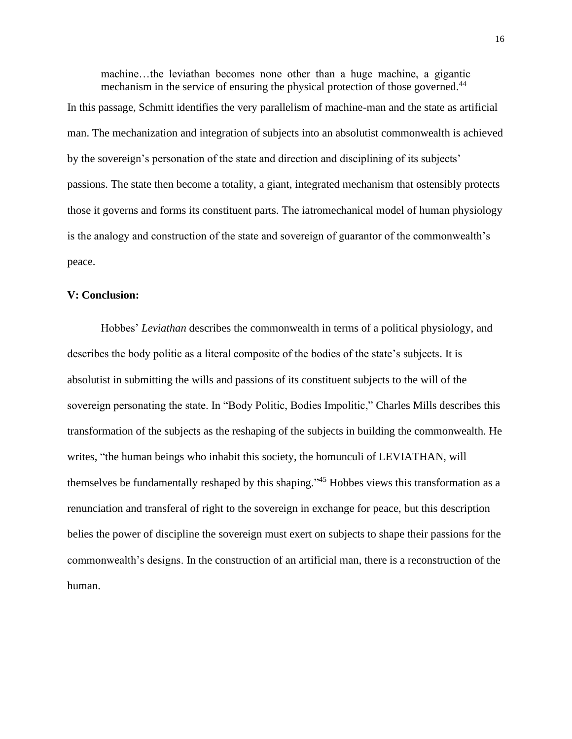> machine…the leviathan becomes none other than a huge machine, a gigantic mechanism in the service of ensuring the physical protection of those governed.[44]

In this passage, Schmitt identifies the very parallelism of machine-man and the state as artificial man. The mechanization and integration of subjects into an absolutist commonwealth is achieved by the sovereign's personation of the state and direction and disciplining of its subjects' passions. The state then become a totality, a giant, integrated mechanism that ostensibly protects those it governs and forms its constituent parts. The iatromechanical model of human physiology is the analogy and construction of the state and sovereign of guarantor of the commonwealth's peace.

### V: Conclusion:

Hobbes' *Leviathan* describes the commonwealth in terms of a political physiology, and describes the body politic as a literal composite of the bodies of the state's subjects. It is absolutist in submitting the wills and passions of its constituent subjects to the will of the sovereign personating the state. In "Body Politic, Bodies Impolitic," Charles Mills describes this transformation of the subjects as the reshaping of the subjects in building the commonwealth. He writes, "the human beings who inhabit this society, the homunculi of LEVIATHAN, will themselves be fundamentally reshaped by this shaping."[45] Hobbes views this transformation as a renunciation and transferal of right to the sovereign in exchange for peace, but this description belies the power of discipline the sovereign must exert on subjects to shape their passions for the commonwealth's designs. In the construction of an artificial man, there is a reconstruction of the human.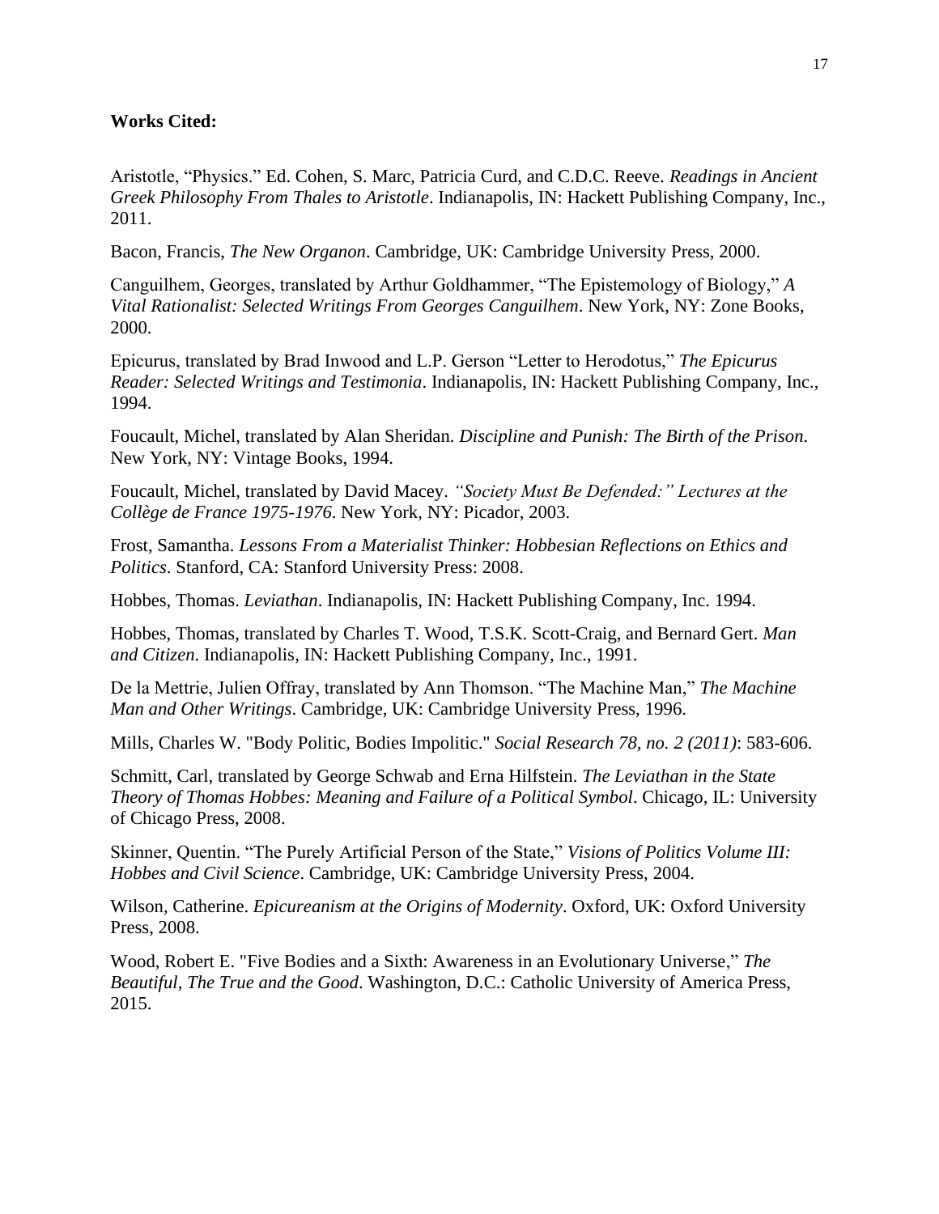**Works Cited:**

Aristotle, "Physics." Ed. Cohen, S. Marc, Patricia Curd, and C.D.C. Reeve. *Readings in Ancient Greek Philosophy From Thales to Aristotle*. Indianapolis, IN: Hackett Publishing Company, Inc., 2011.

Bacon, Francis, *The New Organon*. Cambridge, UK: Cambridge University Press, 2000.

Canguilhem, Georges, translated by Arthur Goldhammer, "The Epistemology of Biology," *A Vital Rationalist: Selected Writings From Georges Canguilhem*. New York, NY: Zone Books, 2000.

Epicurus, translated by Brad Inwood and L.P. Gerson "Letter to Herodotus," *The Epicurus Reader: Selected Writings and Testimonia*. Indianapolis, IN: Hackett Publishing Company, Inc., 1994.

Foucault, Michel, translated by Alan Sheridan. *Discipline and Punish: The Birth of the Prison*. New York, NY: Vintage Books, 1994.

Foucault, Michel, translated by David Macey. *"Society Must Be Defended:" Lectures at the Collège de France 1975-1976*. New York, NY: Picador, 2003.

Frost, Samantha. *Lessons From a Materialist Thinker: Hobbesian Reflections on Ethics and Politics*. Stanford, CA: Stanford University Press: 2008.

Hobbes, Thomas. *Leviathan*. Indianapolis, IN: Hackett Publishing Company, Inc. 1994.

Hobbes, Thomas, translated by Charles T. Wood, T.S.K. Scott-Craig, and Bernard Gert. *Man and Citizen*. Indianapolis, IN: Hackett Publishing Company, Inc., 1991.

De la Mettrie, Julien Offray, translated by Ann Thomson. "The Machine Man," *The Machine Man and Other Writings*. Cambridge, UK: Cambridge University Press, 1996.

Mills, Charles W. "Body Politic, Bodies Impolitic." *Social Research 78, no. 2 (2011)*: 583-606.

Schmitt, Carl, translated by George Schwab and Erna Hilfstein. *The Leviathan in the State Theory of Thomas Hobbes: Meaning and Failure of a Political Symbol*. Chicago, IL: University of Chicago Press, 2008.

Skinner, Quentin. "The Purely Artificial Person of the State," *Visions of Politics Volume III: Hobbes and Civil Science*. Cambridge, UK: Cambridge University Press, 2004.

Wilson, Catherine. *Epicureanism at the Origins of Modernity*. Oxford, UK: Oxford University Press, 2008.

Wood, Robert E. "Five Bodies and a Sixth: Awareness in an Evolutionary Universe," *The Beautiful, The True and the Good*. Washington, D.C.: Catholic University of America Press, 2015.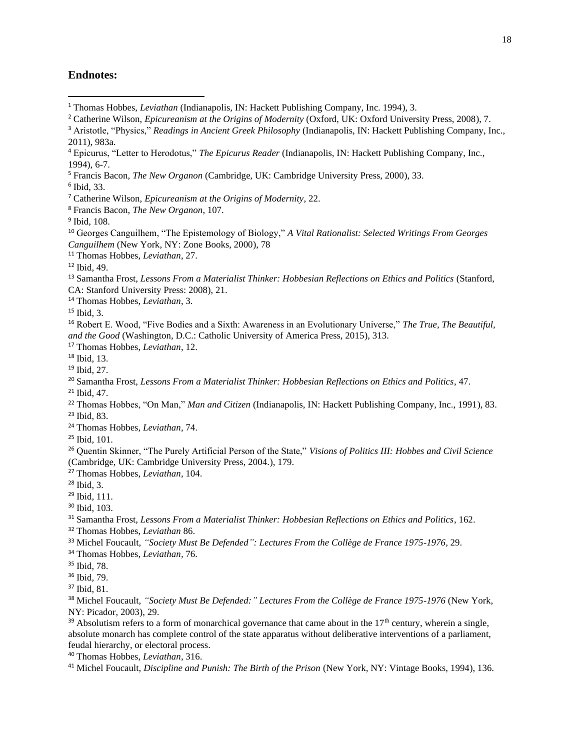## Endnotes:

[1] Thomas Hobbes, *Leviathan* (Indianapolis, IN: Hackett Publishing Company, Inc. 1994), 3.
[2] Catherine Wilson, *Epicureanism at the Origins of Modernity* (Oxford, UK: Oxford University Press, 2008), 7.
[3] Aristotle, "Physics," *Readings in Ancient Greek Philosophy* (Indianapolis, IN: Hackett Publishing Company, Inc., 2011), 983a.
[4] Epicurus, "Letter to Herodotus," *The Epicurus Reader* (Indianapolis, IN: Hackett Publishing Company, Inc., 1994), 6-7.
[5] Francis Bacon, *The New Organon* (Cambridge, UK: Cambridge University Press, 2000), 33.
[6] Ibid, 33.
[7] Catherine Wilson, *Epicureanism at the Origins of Modernity*, 22.
[8] Francis Bacon, *The New Organon*, 107.
[9] Ibid, 108.
[10] Georges Canguilhem, "The Epistemology of Biology," *A Vital Rationalist: Selected Writings From Georges Canguilhem* (New York, NY: Zone Books, 2000), 78
[11] Thomas Hobbes, *Leviathan*, 27.
[12] Ibid, 49.
[13] Samantha Frost, *Lessons From a Materialist Thinker: Hobbesian Reflections on Ethics and Politics* (Stanford, CA: Stanford University Press: 2008), 21.
[14] Thomas Hobbes, *Leviathan*, 3.
[15] Ibid, 3.
[16] Robert E. Wood, "Five Bodies and a Sixth: Awareness in an Evolutionary Universe," *The True, The Beautiful, and the Good* (Washington, D.C.: Catholic University of America Press, 2015), 313.
[17] Thomas Hobbes, *Leviathan*, 12.
[18] Ibid, 13.
[19] Ibid, 27.
[20] Samantha Frost, *Lessons From a Materialist Thinker: Hobbesian Reflections on Ethics and Politics*, 47.
[21] Ibid, 47.
[22] Thomas Hobbes, "On Man," *Man and Citizen* (Indianapolis, IN: Hackett Publishing Company, Inc., 1991), 83.
[23] Ibid, 83.
[24] Thomas Hobbes, *Leviathan*, 74.
[25] Ibid, 101.
[26] Quentin Skinner, "The Purely Artificial Person of the State," *Visions of Politics III: Hobbes and Civil Science* (Cambridge, UK: Cambridge University Press, 2004.), 179.
[27] Thomas Hobbes, *Leviathan*, 104.
[28] Ibid, 3.
[29] Ibid, 111.
[30] Ibid, 103.
[31] Samantha Frost, *Lessons From a Materialist Thinker: Hobbesian Reflections on Ethics and Politics*, 162.
[32] Thomas Hobbes, *Leviathan* 86.
[33] Michel Foucault, *"Society Must Be Defended": Lectures From the Collège de France 1975-1976*, 29.
[34] Thomas Hobbes, *Leviathan*, 76.
[35] Ibid, 78.
[36] Ibid, 79.
[37] Ibid, 81.
[38] Michel Foucault, *"Society Must Be Defended:" Lectures From the Collège de France 1975-1976* (New York, NY: Picador, 2003), 29.
[39] Absolutism refers to a form of monarchical governance that came about in the 17th century, wherein a single, absolute monarch has complete control of the state apparatus without deliberative interventions of a parliament, feudal hierarchy, or electoral process.
[40] Thomas Hobbes, *Leviathan*, 316.
[41] Michel Foucault, *Discipline and Punish: The Birth of the Prison* (New York, NY: Vintage Books, 1994), 136.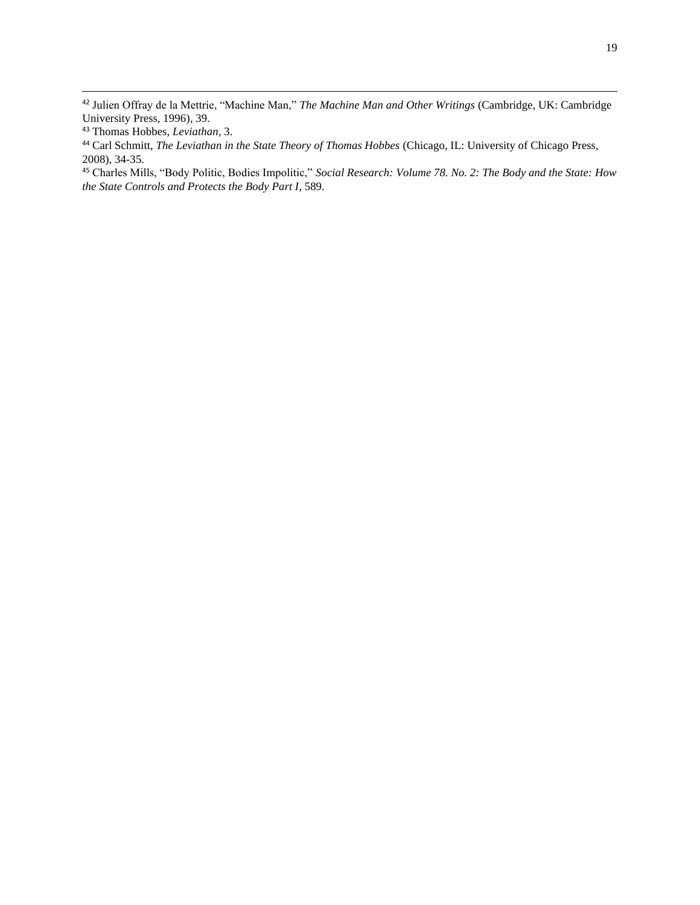[42] Julien Offray de la Mettrie, "Machine Man," *The Machine Man and Other Writings* (Cambridge, UK: Cambridge University Press, 1996), 39.

[43] Thomas Hobbes, *Leviathan*, 3.

[44] Carl Schmitt, *The Leviathan in the State Theory of Thomas Hobbes* (Chicago, IL: University of Chicago Press, 2008), 34-35.

[45] Charles Mills, "Body Politic, Bodies Impolitic," *Social Research: Volume 78. No. 2: The Body and the State: How the State Controls and Protects the Body Part I*, 589.